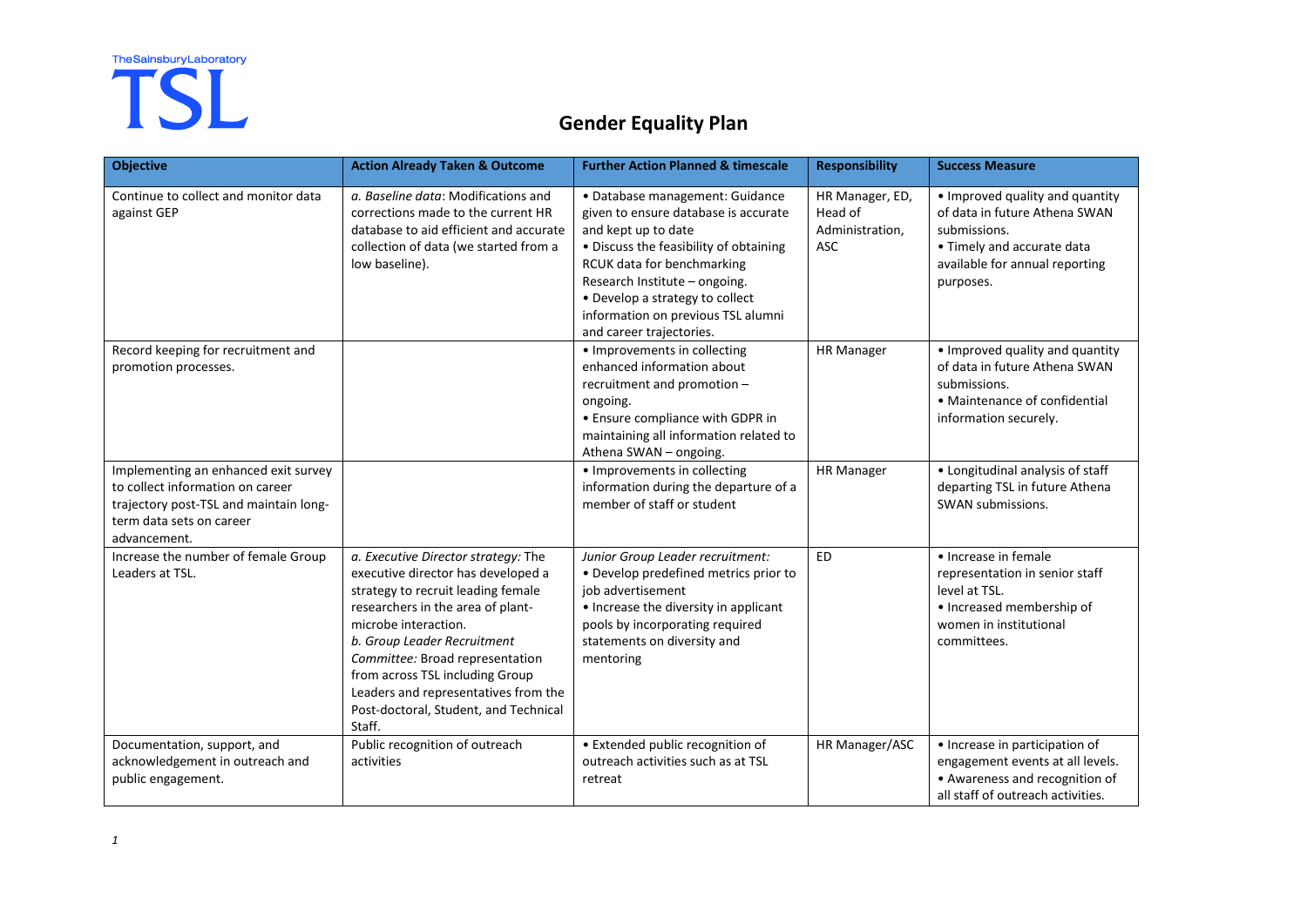TheSainsburyLaboratory

TSL

# Gender Equality Plan

| Objective | Action Already Taken & Outcome | Further Action Planned & timescale | Responsibility | Success Measure |
|---|---|---|---|---|
| Continue to collect and monitor data against GEP | *a. Baseline data*: Modifications and corrections made to the current HR database to aid efficient and accurate collection of data (we started from a low baseline). | • Database management: Guidance given to ensure database is accurate and kept up to date<br>• Discuss the feasibility of obtaining RCUK data for benchmarking Research Institute – ongoing.<br>• Develop a strategy to collect information on previous TSL alumni and career trajectories. | HR Manager, ED, Head of Administration, ASC | • Improved quality and quantity of data in future Athena SWAN submissions.<br>• Timely and accurate data available for annual reporting purposes. |
| Record keeping for recruitment and promotion processes. | | • Improvements in collecting enhanced information about recruitment and promotion – ongoing.<br>• Ensure compliance with GDPR in maintaining all information related to Athena SWAN – ongoing. | HR Manager | • Improved quality and quantity of data in future Athena SWAN submissions.<br>• Maintenance of confidential information securely. |
| Implementing an enhanced exit survey to collect information on career trajectory post-TSL and maintain long-term data sets on career advancement. | | • Improvements in collecting information during the departure of a member of staff or student | HR Manager | • Longitudinal analysis of staff departing TSL in future Athena SWAN submissions. |
| Increase the number of female Group Leaders at TSL. | *a. Executive Director strategy:* The executive director has developed a strategy to recruit leading female researchers in the area of plant-microbe interaction.<br>*b. Group Leader Recruitment Committee:* Broad representation from across TSL including Group Leaders and representatives from the Post-doctoral, Student, and Technical Staff. | *Junior Group Leader recruitment:*<br>• Develop predefined metrics prior to job advertisement<br>• Increase the diversity in applicant pools by incorporating required statements on diversity and mentoring | ED | • Increase in female representation in senior staff level at TSL.<br>• Increased membership of women in institutional committees. |
| Documentation, support, and acknowledgement in outreach and public engagement. | Public recognition of outreach activities | • Extended public recognition of outreach activities such as at TSL retreat | HR Manager/ASC | • Increase in participation of engagement events at all levels.<br>• Awareness and recognition of all staff of outreach activities. |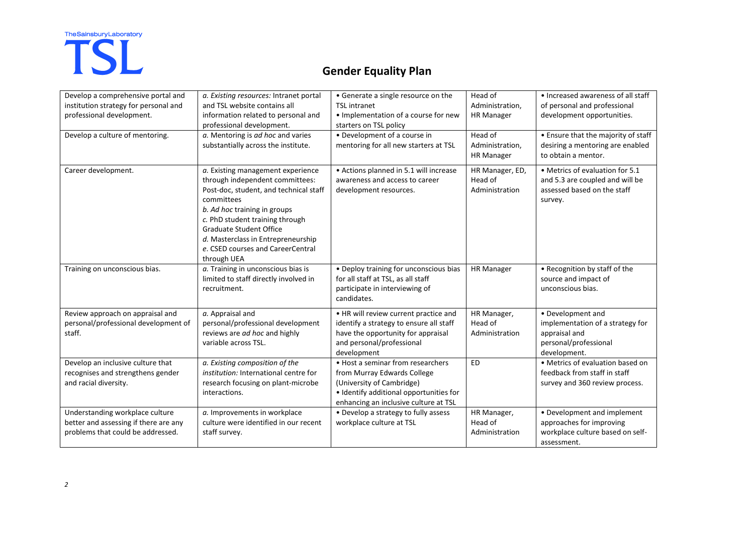# Gender Equality Plan

| | | | | |
|---|---|---|---|---|
| Develop a comprehensive portal and institution strategy for personal and professional development. | a. *Existing resources:* Intranet portal and TSL website contains all information related to personal and professional development. | • Generate a single resource on the TSL intranet<br>• Implementation of a course for new starters on TSL policy | Head of Administration, HR Manager | • Increased awareness of all staff of personal and professional development opportunities. |
| Develop a culture of mentoring. | a. Mentoring is *ad hoc* and varies substantially across the institute. | • Development of a course in mentoring for all new starters at TSL | Head of Administration, HR Manager | • Ensure that the majority of staff desiring a mentoring are enabled to obtain a mentor. |
| Career development. | a. Existing management experience through independent committees: Post-doc, student, and technical staff committees<br>b. *Ad hoc* training in groups<br>c. PhD student training through Graduate Student Office<br>d. Masterclass in Entrepreneurship<br>e. CSED courses and CareerCentral through UEA | • Actions planned in 5.1 will increase awareness and access to career development resources. | HR Manager, ED, Head of Administration | • Metrics of evaluation for 5.1 and 5.3 are coupled and will be assessed based on the staff survey. |
| Training on unconscious bias. | a. Training in unconscious bias is limited to staff directly involved in recruitment. | • Deploy training for unconscious bias for all staff at TSL, as all staff participate in interviewing of candidates. | HR Manager | • Recognition by staff of the source and impact of unconscious bias. |
| Review approach on appraisal and personal/professional development of staff. | a. Appraisal and personal/professional development reviews are *ad hoc* and highly variable across TSL. | • HR will review current practice and identify a strategy to ensure all staff have the opportunity for appraisal and personal/professional development | HR Manager, Head of Administration | • Development and implementation of a strategy for appraisal and personal/professional development. |
| Develop an inclusive culture that recognises and strengthens gender and racial diversity. | a. *Existing composition of the institution:* International centre for research focusing on plant-microbe interactions. | • Host a seminar from researchers from Murray Edwards College (University of Cambridge)<br>• Identify additional opportunities for enhancing an inclusive culture at TSL | ED | • Metrics of evaluation based on feedback from staff in staff survey and 360 review process. |
| Understanding workplace culture better and assessing if there are any problems that could be addressed. | a. Improvements in workplace culture were identified in our recent staff survey. | • Develop a strategy to fully assess workplace culture at TSL | HR Manager, Head of Administration | • Development and implement approaches for improving workplace culture based on self-assessment. |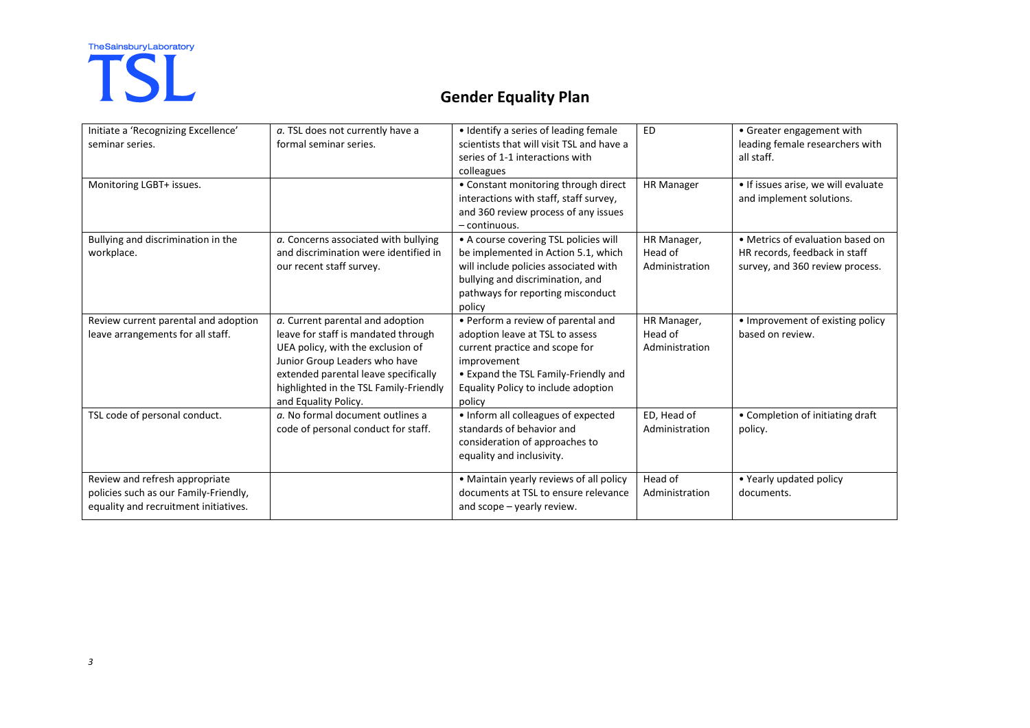# Gender Equality Plan

| | | | | |
|---|---|---|---|---|
| Initiate a 'Recognizing Excellence' seminar series. | *a.* TSL does not currently have a formal seminar series. | • Identify a series of leading female scientists that will visit TSL and have a series of 1-1 interactions with colleagues | ED | • Greater engagement with leading female researchers with all staff. |
| Monitoring LGBT+ issues. | | • Constant monitoring through direct interactions with staff, staff survey, and 360 review process of any issues – continuous. | HR Manager | • If issues arise, we will evaluate and implement solutions. |
| Bullying and discrimination in the workplace. | *a.* Concerns associated with bullying and discrimination were identified in our recent staff survey. | • A course covering TSL policies will be implemented in Action 5.1, which will include policies associated with bullying and discrimination, and pathways for reporting misconduct policy | HR Manager, Head of Administration | • Metrics of evaluation based on HR records, feedback in staff survey, and 360 review process. |
| Review current parental and adoption leave arrangements for all staff. | *a.* Current parental and adoption leave for staff is mandated through UEA policy, with the exclusion of Junior Group Leaders who have extended parental leave specifically highlighted in the TSL Family-Friendly and Equality Policy. | • Perform a review of parental and adoption leave at TSL to assess current practice and scope for improvement<br>• Expand the TSL Family-Friendly and Equality Policy to include adoption policy | HR Manager, Head of Administration | • Improvement of existing policy based on review. |
| TSL code of personal conduct. | *a.* No formal document outlines a code of personal conduct for staff. | • Inform all colleagues of expected standards of behavior and consideration of approaches to equality and inclusivity. | ED, Head of Administration | • Completion of initiating draft policy. |
| Review and refresh appropriate policies such as our Family-Friendly, equality and recruitment initiatives. | | • Maintain yearly reviews of all policy documents at TSL to ensure relevance and scope – yearly review. | Head of Administration | • Yearly updated policy documents. |